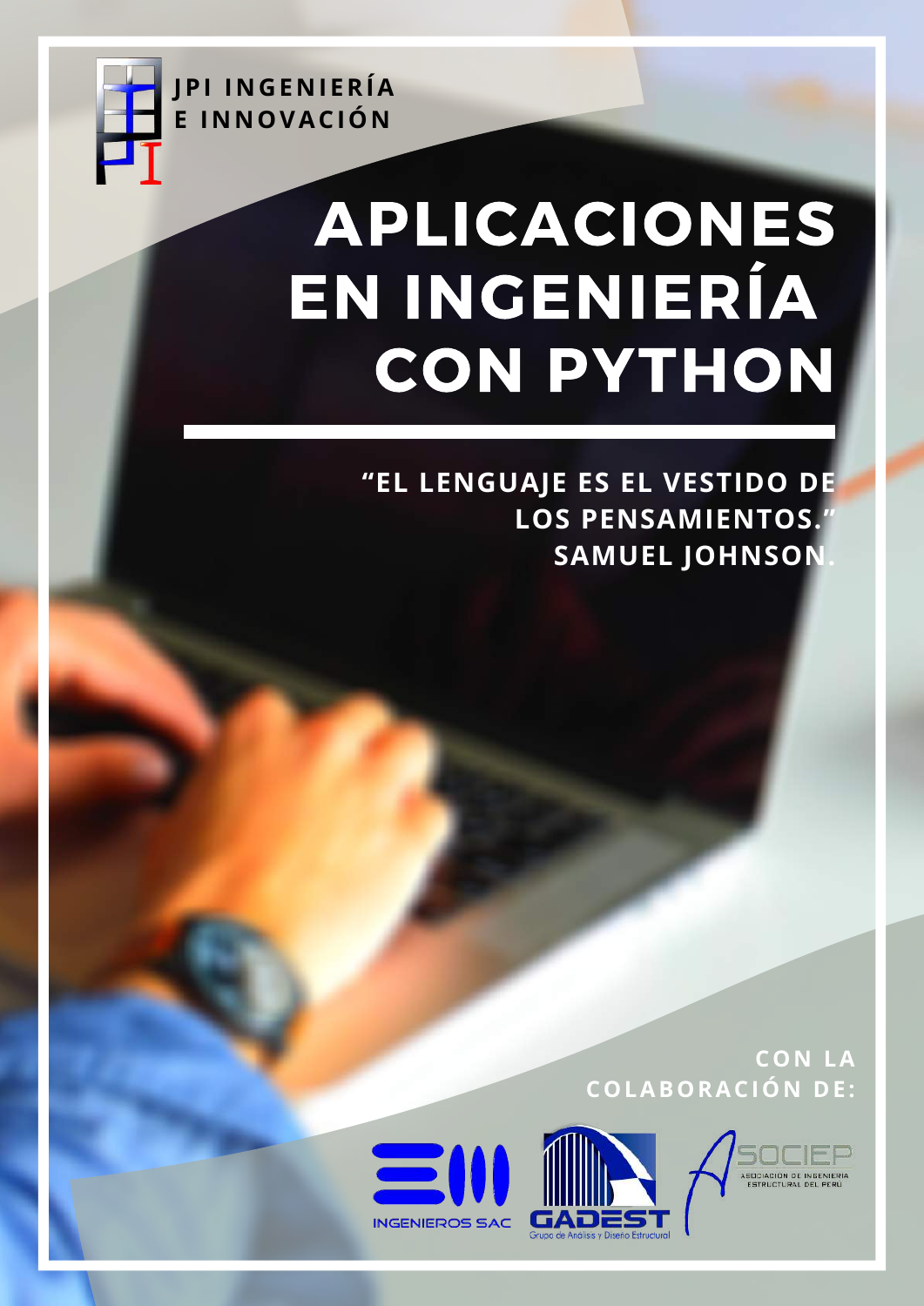JPI INGENIERÍA E INNOVACIÓN

# APLICACIONES EN INGENIERÍA CON PYTHON

**"EL LENGUAJE ES EL VESTIDO DE LOS PENSAMIENTOS." SAMUEL JOHNSON.**

CON LA COLABORACIÓN DE:

INGENIEROS SAC

GADEST Grupo de Análisis y Diseño Estructural

ASOCIEP ASOCIACIÓN DE INGENIERÍA ESTRUCTURAL DEL PERÚ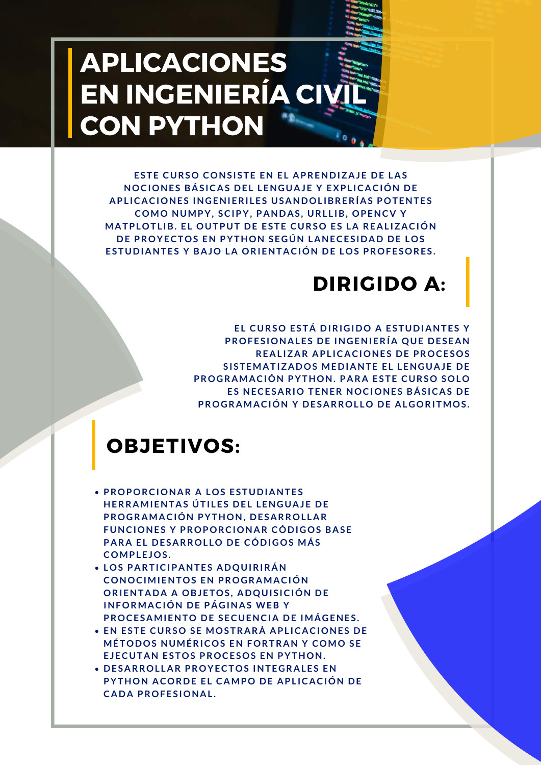# APLICACIONES EN INGENIERÍA CIVIL CON PYTHON

ESTE CURSO CONSISTE EN EL APRENDIZAJE DE LAS NOCIONES BÁSICAS DEL LENGUAJE Y EXPLICACIÓN DE APLICACIONES INGENIERILES USANDOLIBRERÍAS POTENTES COMO NUMPY, SCIPY, PANDAS, URLLIB, OPENCV Y MATPLOTLIB. EL OUTPUT DE ESTE CURSO ES LA REALIZACIÓN DE PROYECTOS EN PYTHON SEGÚN LANECESIDAD DE LOS ESTUDIANTES Y BAJO LA ORIENTACIÓN DE LOS PROFESORES.

## DIRIGIDO A:

EL CURSO ESTÁ DIRIGIDO A ESTUDIANTES Y PROFESIONALES DE INGENIERÍA QUE DESEAN REALIZAR APLICACIONES DE PROCESOS SISTEMATIZADOS MEDIANTE EL LENGUAJE DE PROGRAMACIÓN PYTHON. PARA ESTE CURSO SOLO ES NECESARIO TENER NOCIONES BÁSICAS DE PROGRAMACIÓN Y DESARROLLO DE ALGORITMOS.

## OBJETIVOS:

- PROPORCIONAR A LOS ESTUDIANTES HERRAMIENTAS ÚTILES DEL LENGUAJE DE PROGRAMACIÓN PYTHON, DESARROLLAR FUNCIONES Y PROPORCIONAR CÓDIGOS BASE PARA EL DESARROLLO DE CÓDIGOS MÁS COMPLEJOS.
- LOS PARTICIPANTES ADQUIRIRÁN CONOCIMIENTOS EN PROGRAMACIÓN ORIENTADA A OBJETOS, ADQUISICIÓN DE INFORMACIÓN DE PÁGINAS WEB Y PROCESAMIENTO DE SECUENCIA DE IMÁGENES.
- EN ESTE CURSO SE MOSTRARÁ APLICACIONES DE MÉTODOS NUMÉRICOS EN FORTRAN Y COMO SE EJECUTAN ESTOS PROCESOS EN PYTHON.
- DESARROLLAR PROYECTOS INTEGRALES EN PYTHON ACORDE EL CAMPO DE APLICACIÓN DE CADA PROFESIONAL.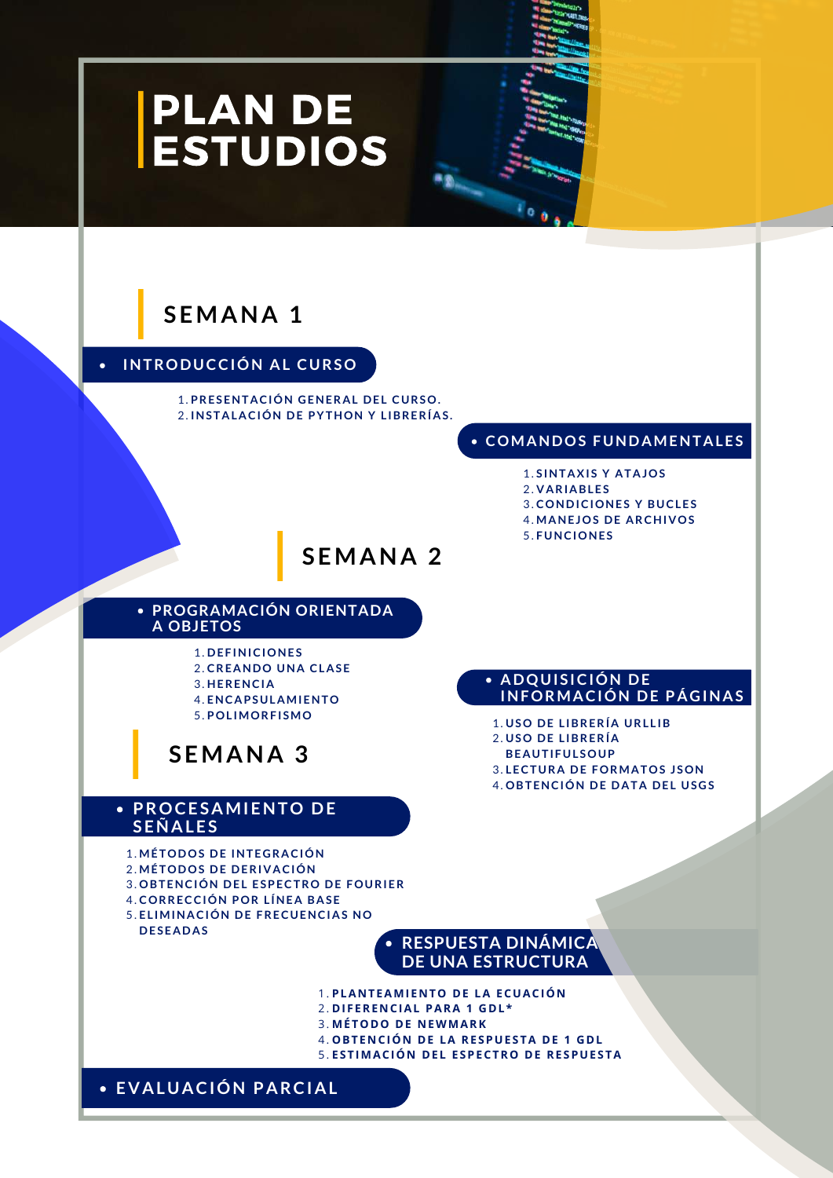# PLAN DE ESTUDIOS

## SEMANA 1

- **INTRODUCCIÓN AL CURSO**
  1. PRESENTACIÓN GENERAL DEL CURSO.
  2. INSTALACIÓN DE PYTHON Y LIBRERÍAS.

- **COMANDOS FUNDAMENTALES**
  1. SINTAXIS Y ATAJOS
  2. VARIABLES
  3. CONDICIONES Y BUCLES
  4. MANEJOS DE ARCHIVOS
  5. FUNCIONES

## SEMANA 2

- **PROGRAMACIÓN ORIENTADA A OBJETOS**
  1. DEFINICIONES
  2. CREANDO UNA CLASE
  3. HERENCIA
  4. ENCAPSULAMIENTO
  5. POLIMORFISMO

- **ADQUISICIÓN DE INFORMACIÓN DE PÁGINAS**
  1. USO DE LIBRERÍA URLLIB
  2. USO DE LIBRERÍA BEAUTIFULSOUP
  3. LECTURA DE FORMATOS JSON
  4. OBTENCIÓN DE DATA DEL USGS

## SEMANA 3

- **PROCESAMIENTO DE SEÑALES**
  1. MÉTODOS DE INTEGRACIÓN
  2. MÉTODOS DE DERIVACIÓN
  3. OBTENCIÓN DEL ESPECTRO DE FOURIER
  4. CORRECCIÓN POR LÍNEA BASE
  5. ELIMINACIÓN DE FRECUENCIAS NO DESEADAS

- **RESPUESTA DINÁMICA DE UNA ESTRUCTURA**
  1. PLANTEAMIENTO DE LA ECUACIÓN
  2. DIFERENCIAL PARA 1 GDL*
  3. MÉTODO DE NEWMARK
  4. OBTENCIÓN DE LA RESPUESTA DE 1 GDL
  5. ESTIMACIÓN DEL ESPECTRO DE RESPUESTA

- **EVALUACIÓN PARCIAL**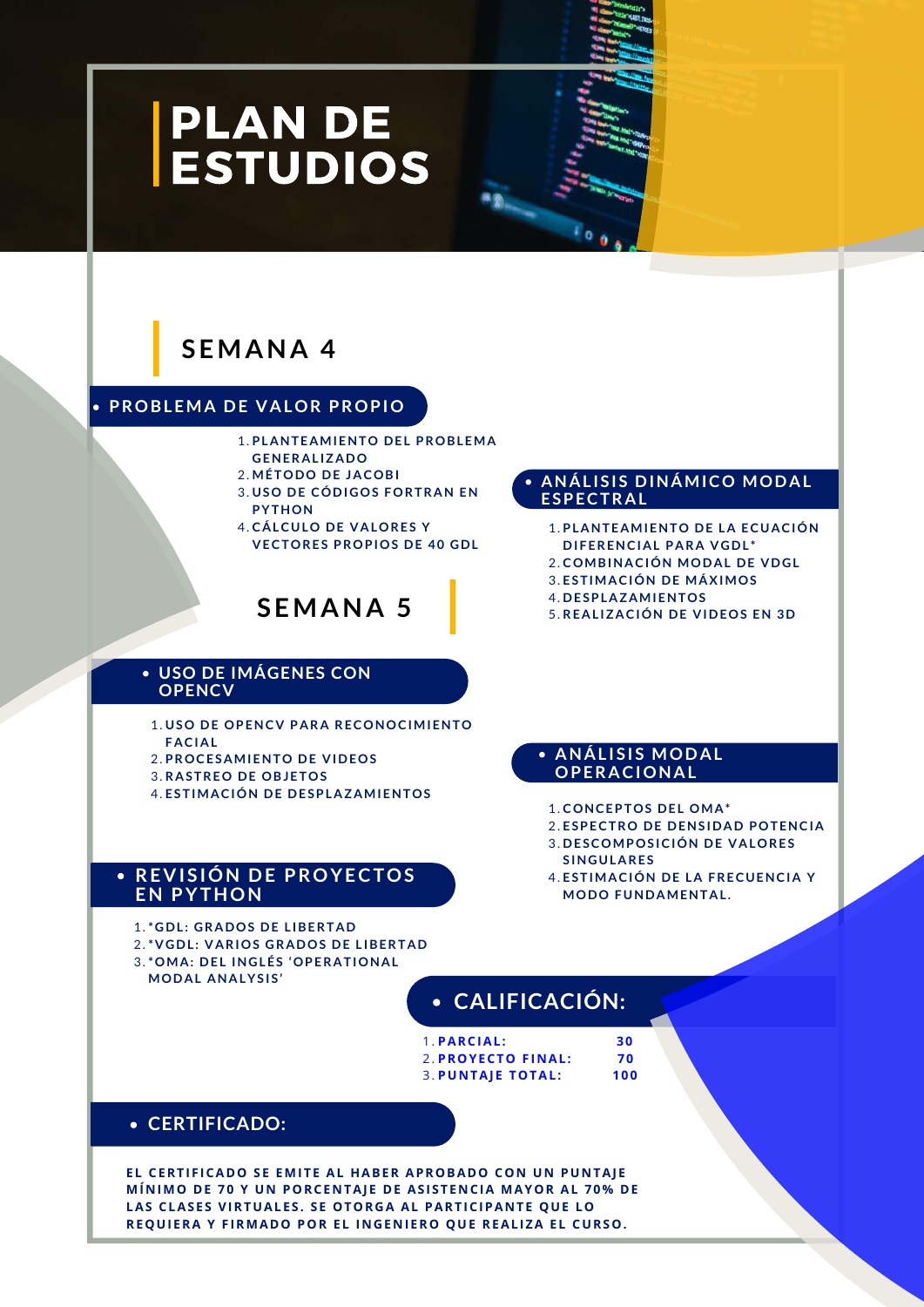# PLAN DE ESTUDIOS

## SEMANA 4

- **PROBLEMA DE VALOR PROPIO**

1. PLANTEAMIENTO DEL PROBLEMA GENERALIZADO
2. MÉTODO DE JACOBI
3. USO DE CÓDIGOS FORTRAN EN PYTHON
4. CÁLCULO DE VALORES Y VECTORES PROPIOS DE 40 GDL

- **ANÁLISIS DINÁMICO MODAL ESPECTRAL**

1. PLANTEAMIENTO DE LA ECUACIÓN DIFERENCIAL PARA VGDL*
2. COMBINACIÓN MODAL DE VDGL
3. ESTIMACIÓN DE MÁXIMOS
4. DESPLAZAMIENTOS
5. REALIZACIÓN DE VIDEOS EN 3D

## SEMANA 5

- **USO DE IMÁGENES CON OPENCV**

1. USO DE OPENCV PARA RECONOCIMIENTO FACIAL
2. PROCESAMIENTO DE VIDEOS
3. RASTREO DE OBJETOS
4. ESTIMACIÓN DE DESPLAZAMIENTOS

- **ANÁLISIS MODAL OPERACIONAL**

1. CONCEPTOS DEL OMA*
2. ESPECTRO DE DENSIDAD POTENCIA
3. DESCOMPOSICIÓN DE VALORES SINGULARES
4. ESTIMACIÓN DE LA FRECUENCIA Y MODO FUNDAMENTAL.

- **REVISIÓN DE PROYECTOS EN PYTHON**

1. *GDL: GRADOS DE LIBERTAD
2. *VGDL: VARIOS GRADOS DE LIBERTAD
3. *OMA: DEL INGLÉS 'OPERATIONAL MODAL ANALYSIS'

- **CALIFICACIÓN:**

1. **PARCIAL:** 30
2. **PROYECTO FINAL:** 70
3. **PUNTAJE TOTAL:** 100

- **CERTIFICADO:**

EL CERTIFICADO SE EMITE AL HABER APROBADO CON UN PUNTAJE MÍNIMO DE 70 Y UN PORCENTAJE DE ASISTENCIA MAYOR AL 70% DE LAS CLASES VIRTUALES. SE OTORGA AL PARTICIPANTE QUE LO REQUIERA Y FIRMADO POR EL INGENIERO QUE REALIZA EL CURSO.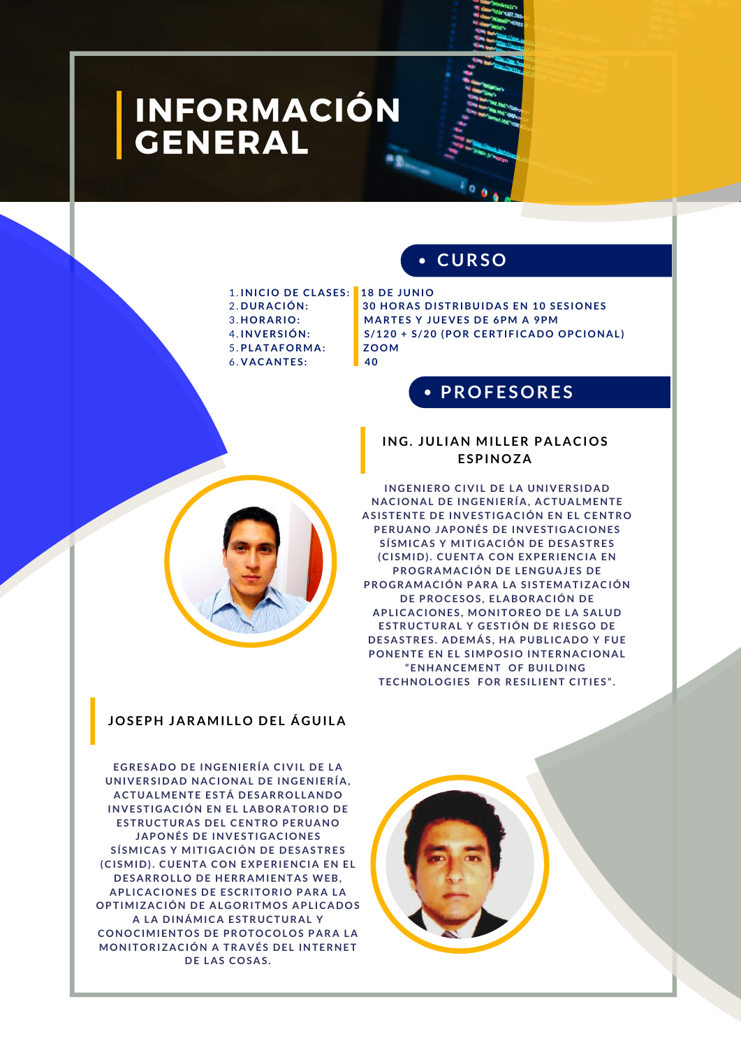# INFORMACIÓN GENERAL

## CURSO

1. **INICIO DE CLASES:** 18 DE JUNIO
2. **DURACIÓN:** 30 HORAS DISTRIBUIDAS EN 10 SESIONES
3. **HORARIO:** MARTES Y JUEVES DE 6PM A 9PM
4. **INVERSIÓN:** S/120 + S/20 (POR CERTIFICADO OPCIONAL)
5. **PLATAFORMA:** ZOOM
6. **VACANTES:** 40

## PROFESORES

### ING. JULIAN MILLER PALACIOS ESPINOZA

INGENIERO CIVIL DE LA UNIVERSIDAD NACIONAL DE INGENIERÍA, ACTUALMENTE ASISTENTE DE INVESTIGACIÓN EN EL CENTRO PERUANO JAPONÉS DE INVESTIGACIONES SÍSMICAS Y MITIGACIÓN DE DESASTRES (CISMID). CUENTA CON EXPERIENCIA EN PROGRAMACIÓN DE LENGUAJES DE PROGRAMACIÓN PARA LA SISTEMATIZACIÓN DE PROCESOS, ELABORACIÓN DE APLICACIONES, MONITOREO DE LA SALUD ESTRUCTURAL Y GESTIÓN DE RIESGO DE DESASTRES. ADEMÁS, HA PUBLICADO Y FUE PONENTE EN EL SIMPOSIO INTERNACIONAL "ENHANCEMENT OF BUILDING TECHNOLOGIES FOR RESILIENT CITIES".

### JOSEPH JARAMILLO DEL ÁGUILA

EGRESADO DE INGENIERÍA CIVIL DE LA UNIVERSIDAD NACIONAL DE INGENIERÍA, ACTUALMENTE ESTÁ DESARROLLANDO INVESTIGACIÓN EN EL LABORATORIO DE ESTRUCTURAS DEL CENTRO PERUANO JAPONÉS DE INVESTIGACIONES SÍSMICAS Y MITIGACIÓN DE DESASTRES (CISMID). CUENTA CON EXPERIENCIA EN EL DESARROLLO DE HERRAMIENTAS WEB, APLICACIONES DE ESCRITORIO PARA LA OPTIMIZACIÓN DE ALGORITMOS APLICADOS A LA DINÁMICA ESTRUCTURAL Y CONOCIMIENTOS DE PROTOCOLOS PARA LA MONITORIZACIÓN A TRAVÉS DEL INTERNET DE LAS COSAS.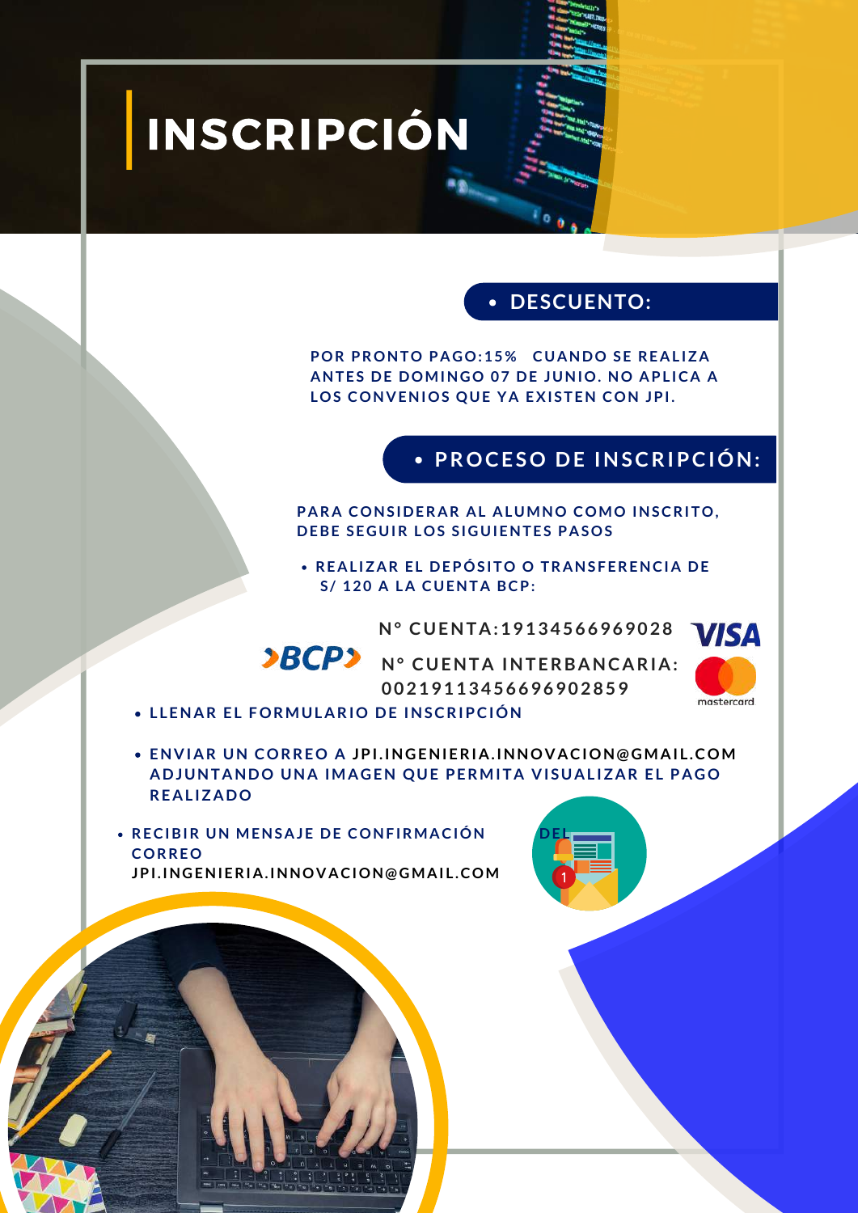# INSCRIPCIÓN

## • DESCUENTO:

POR PRONTO PAGO:15% CUANDO SE REALIZA ANTES DE DOMINGO 07 DE JUNIO. NO APLICA A LOS CONVENIOS QUE YA EXISTEN CON JPI.

## • PROCESO DE INSCRIPCIÓN:

PARA CONSIDERAR AL ALUMNO COMO INSCRITO, DEBE SEGUIR LOS SIGUIENTES PASOS

- REALIZAR EL DEPÓSITO O TRANSFERENCIA DE S/ 120 A LA CUENTA BCP:

  N° CUENTA:19134566969028

  N° CUENTA INTERBANCARIA: 00219113456696902859

- LLENAR EL FORMULARIO DE INSCRIPCIÓN
- ENVIAR UN CORREO A JPI.INGENIERIA.INNOVACION@GMAIL.COM ADJUNTANDO UNA IMAGEN QUE PERMITA VISUALIZAR EL PAGO REALIZADO
- RECIBIR UN MENSAJE DE CONFIRMACIÓN DEL CORREO JPI.INGENIERIA.INNOVACION@GMAIL.COM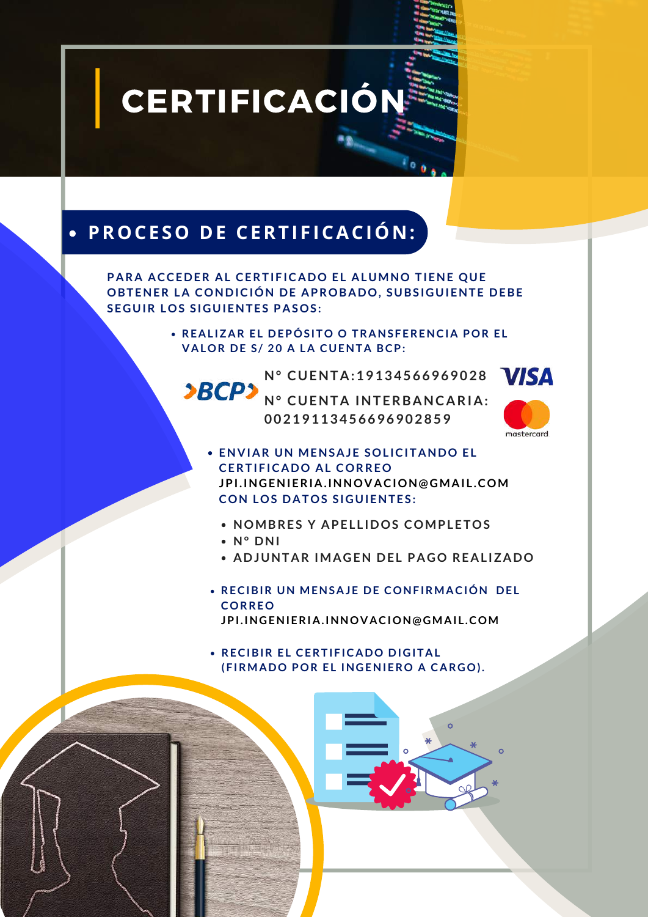# CERTIFICACIÓN

## PROCESO DE CERTIFICACIÓN:

PARA ACCEDER AL CERTIFICADO EL ALUMNO TIENE QUE OBTENER LA CONDICIÓN DE APROBADO, SUBSIGUIENTE DEBE SEGUIR LOS SIGUIENTES PASOS:

- REALIZAR EL DEPÓSITO O TRANSFERENCIA POR EL VALOR DE S/ 20 A LA CUENTA BCP:

  N° CUENTA:19134566969028

  N° CUENTA INTERBANCARIA: 00219113456696902859

- ENVIAR UN MENSAJE SOLICITANDO EL CERTIFICADO AL CORREO JPI.INGENIERIA.INNOVACION@GMAIL.COM CON LOS DATOS SIGUIENTES:
  - NOMBRES Y APELLIDOS COMPLETOS
  - N° DNI
  - ADJUNTAR IMAGEN DEL PAGO REALIZADO

- RECIBIR UN MENSAJE DE CONFIRMACIÓN DEL CORREO JPI.INGENIERIA.INNOVACION@GMAIL.COM

- RECIBIR EL CERTIFICADO DIGITAL (FIRMADO POR EL INGENIERO A CARGO).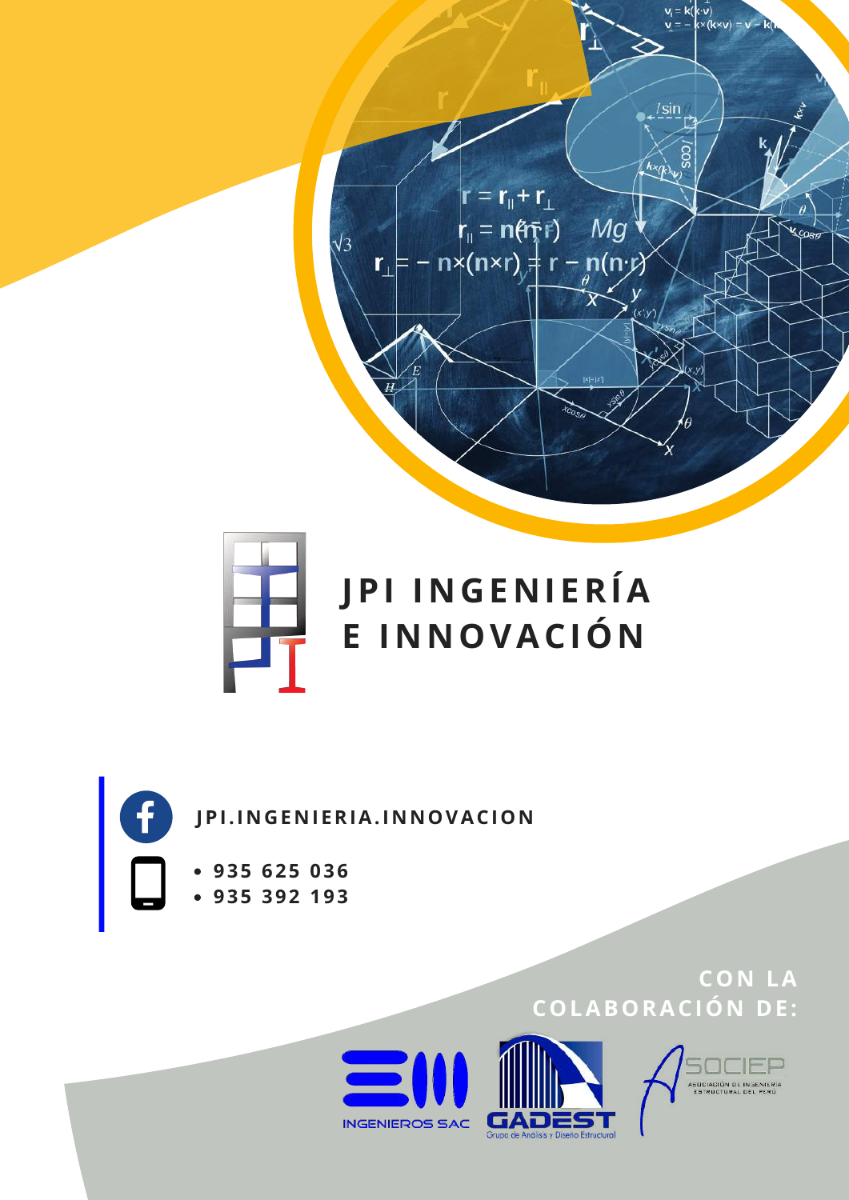# JPI INGENIERÍA E INNOVACIÓN

**JPI.INGENIERIA.INNOVACION**

- **935 625 036**
- **935 392 193**

**CON LA COLABORACIÓN DE:**

INGENIEROS SAC

GADEST Grupo de Análisis y Diseño Estructural

ASOCIEP ASOCIACIÓN DE INGENIERÍA ESTRUCTURAL DEL PERÚ